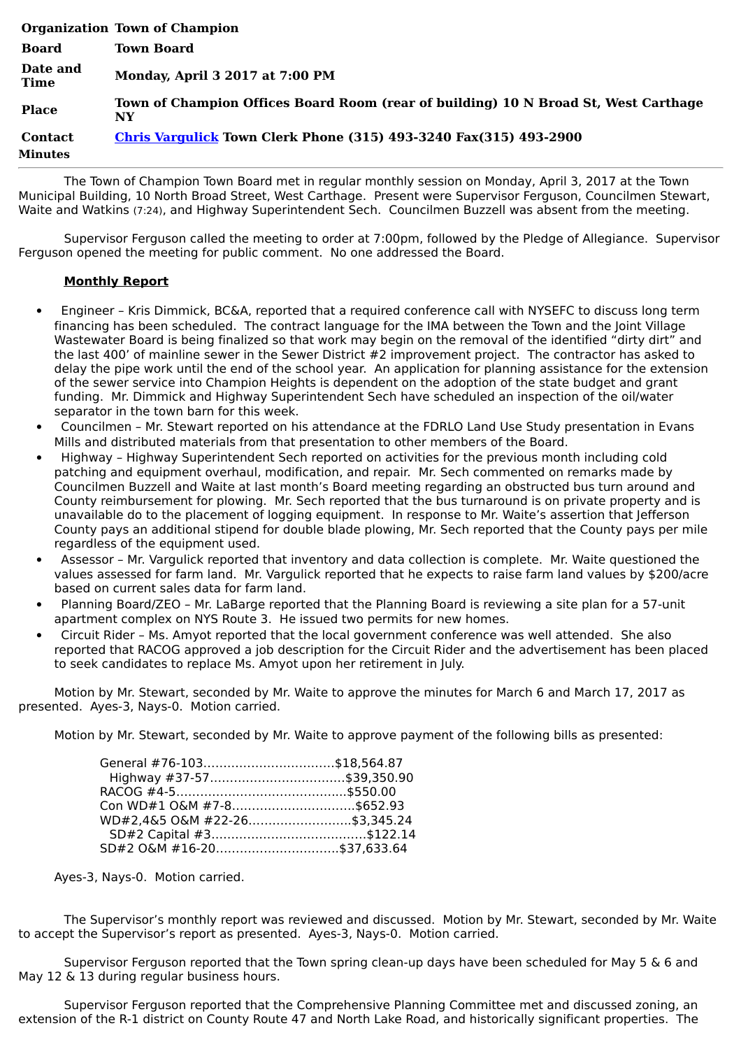| | |
|---|---|
| **Organization** | **Town of Champion** |
| **Board** | **Town Board** |
| **Date and Time** | **Monday, April 3 2017 at 7:00 PM** |
| **Place** | **Town of Champion Offices Board Room (rear of building) 10 N Broad St, West Carthage NY** |
| **Contact** | **Chris Vargulick Town Clerk Phone (315) 493-3240 Fax(315) 493-2900** |

**Minutes**

The Town of Champion Town Board met in regular monthly session on Monday, April 3, 2017 at the Town Municipal Building, 10 North Broad Street, West Carthage. Present were Supervisor Ferguson, Councilmen Stewart, Waite and Watkins (7:24), and Highway Superintendent Sech. Councilmen Buzzell was absent from the meeting.

Supervisor Ferguson called the meeting to order at 7:00pm, followed by the Pledge of Allegiance. Supervisor Ferguson opened the meeting for public comment. No one addressed the Board.

**Monthly Report**

- Engineer – Kris Dimmick, BC&A, reported that a required conference call with NYSEFC to discuss long term financing has been scheduled. The contract language for the IMA between the Town and the Joint Village Wastewater Board is being finalized so that work may begin on the removal of the identified "dirty dirt" and the last 400' of mainline sewer in the Sewer District #2 improvement project. The contractor has asked to delay the pipe work until the end of the school year. An application for planning assistance for the extension of the sewer service into Champion Heights is dependent on the adoption of the state budget and grant funding. Mr. Dimmick and Highway Superintendent Sech have scheduled an inspection of the oil/water separator in the town barn for this week.
- Councilmen – Mr. Stewart reported on his attendance at the FDRLO Land Use Study presentation in Evans Mills and distributed materials from that presentation to other members of the Board.
- Highway – Highway Superintendent Sech reported on activities for the previous month including cold patching and equipment overhaul, modification, and repair. Mr. Sech commented on remarks made by Councilmen Buzzell and Waite at last month's Board meeting regarding an obstructed bus turn around and County reimbursement for plowing. Mr. Sech reported that the bus turnaround is on private property and is unavailable do to the placement of logging equipment. In response to Mr. Waite's assertion that Jefferson County pays an additional stipend for double blade plowing, Mr. Sech reported that the County pays per mile regardless of the equipment used.
- Assessor – Mr. Vargulick reported that inventory and data collection is complete. Mr. Waite questioned the values assessed for farm land. Mr. Vargulick reported that he expects to raise farm land values by $200/acre based on current sales data for farm land.
- Planning Board/ZEO – Mr. LaBarge reported that the Planning Board is reviewing a site plan for a 57-unit apartment complex on NYS Route 3. He issued two permits for new homes.
- Circuit Rider – Ms. Amyot reported that the local government conference was well attended. She also reported that RACOG approved a job description for the Circuit Rider and the advertisement has been placed to seek candidates to replace Ms. Amyot upon her retirement in July.

Motion by Mr. Stewart, seconded by Mr. Waite to approve the minutes for March 6 and March 17, 2017 as presented. Ayes-3, Nays-0. Motion carried.

Motion by Mr. Stewart, seconded by Mr. Waite to approve payment of the following bills as presented:

General #76-103…………………………….$18,564.87
Highway #37-57……………………………..$39,350.90
RACOG #4-5………………………………….$550.00
Con WD#1 O&M #7-8…………………………$652.93
WD#2,4&5 O&M #22-26……………………..$3,345.24
SD#2 Capital #3…………………………………$122.14
SD#2 O&M #16-20…………………………$37,633.64

Ayes-3, Nays-0. Motion carried.

The Supervisor's monthly report was reviewed and discussed. Motion by Mr. Stewart, seconded by Mr. Waite to accept the Supervisor's report as presented. Ayes-3, Nays-0. Motion carried.

Supervisor Ferguson reported that the Town spring clean-up days have been scheduled for May 5 & 6 and May 12 & 13 during regular business hours.

Supervisor Ferguson reported that the Comprehensive Planning Committee met and discussed zoning, an extension of the R-1 district on County Route 47 and North Lake Road, and historically significant properties. The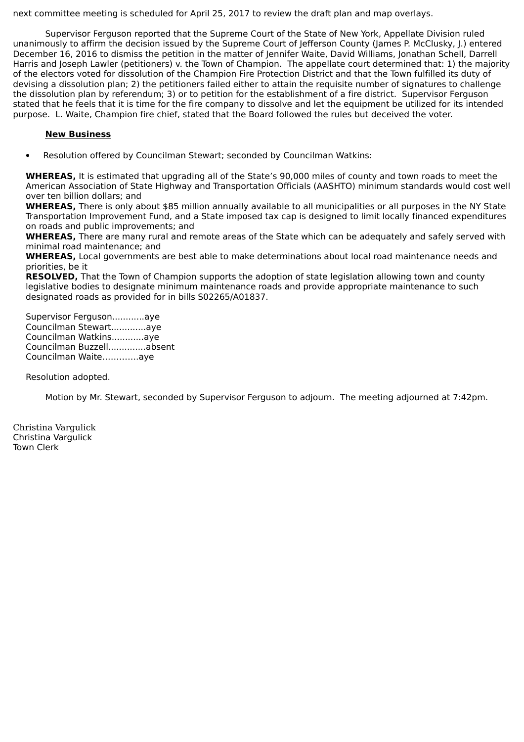next committee meeting is scheduled for April 25, 2017 to review the draft plan and map overlays.

Supervisor Ferguson reported that the Supreme Court of the State of New York, Appellate Division ruled unanimously to affirm the decision issued by the Supreme Court of Jefferson County (James P. McClusky, J.) entered December 16, 2016 to dismiss the petition in the matter of Jennifer Waite, David Williams, Jonathan Schell, Darrell Harris and Joseph Lawler (petitioners) v. the Town of Champion. The appellate court determined that: 1) the majority of the electors voted for dissolution of the Champion Fire Protection District and that the Town fulfilled its duty of devising a dissolution plan; 2) the petitioners failed either to attain the requisite number of signatures to challenge the dissolution plan by referendum; 3) or to petition for the establishment of a fire district. Supervisor Ferguson stated that he feels that it is time for the fire company to dissolve and let the equipment be utilized for its intended purpose. L. Waite, Champion fire chief, stated that the Board followed the rules but deceived the voter.

**New Business**

- Resolution offered by Councilman Stewart; seconded by Councilman Watkins:

**WHEREAS,** It is estimated that upgrading all of the State's 90,000 miles of county and town roads to meet the American Association of State Highway and Transportation Officials (AASHTO) minimum standards would cost well over ten billion dollars; and
**WHEREAS,** There is only about $85 million annually available to all municipalities or all purposes in the NY State Transportation Improvement Fund, and a State imposed tax cap is designed to limit locally financed expenditures on roads and public improvements; and
**WHEREAS,** There are many rural and remote areas of the State which can be adequately and safely served with minimal road maintenance; and
**WHEREAS,** Local governments are best able to make determinations about local road maintenance needs and priorities, be it
**RESOLVED,** That the Town of Champion supports the adoption of state legislation allowing town and county legislative bodies to designate minimum maintenance roads and provide appropriate maintenance to such designated roads as provided for in bills S02265/A01837.

Supervisor Ferguson............aye
Councilman Stewart.............aye
Councilman Watkins............aye
Councilman Buzzell..............absent
Councilman Waite.............aye

Resolution adopted.

Motion by Mr. Stewart, seconded by Supervisor Ferguson to adjourn. The meeting adjourned at 7:42pm.

Christina Vargulick
Christina Vargulick
Town Clerk